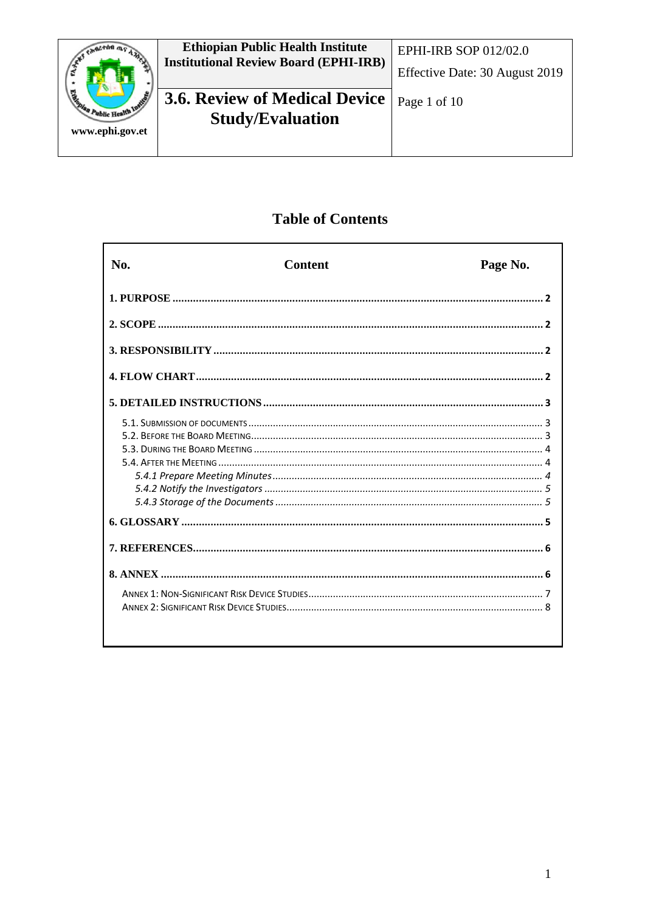| Ethiopian Public Health Institute Institutional Review Board (EPHI-IRB) | EPHI-IRB SOP 012/02.0 Effective Date: 30 August 2019 |
|---|---|
| **3.6. Review of Medical Device Study/Evaluation** | Page 1 of 10 |

www.ephi.gov.et

## Table of Contents

| No. | Content | Page No. |
|---|---|---|
| **1. PURPOSE** | | **2** |
| **2. SCOPE** | | **2** |
| **3. RESPONSIBILITY** | | **2** |
| **4. FLOW CHART** | | **2** |
| **5. DETAILED INSTRUCTIONS** | | **3** |
| 5.1. Submission of documents | | 3 |
| 5.2. Before the Board Meeting | | 3 |
| 5.3. During the Board Meeting | | 4 |
| 5.4. After the Meeting | | 4 |
| *5.4.1 Prepare Meeting Minutes* | | *4* |
| *5.4.2 Notify the Investigators* | | *5* |
| *5.4.3 Storage of the Documents* | | *5* |
| **6. GLOSSARY** | | **5** |
| **7. REFERENCES** | | **6** |
| **8. ANNEX** | | **6** |
| Annex 1: Non-Significant Risk Device Studies | | 7 |
| Annex 2: Significant Risk Device Studies | | 8 |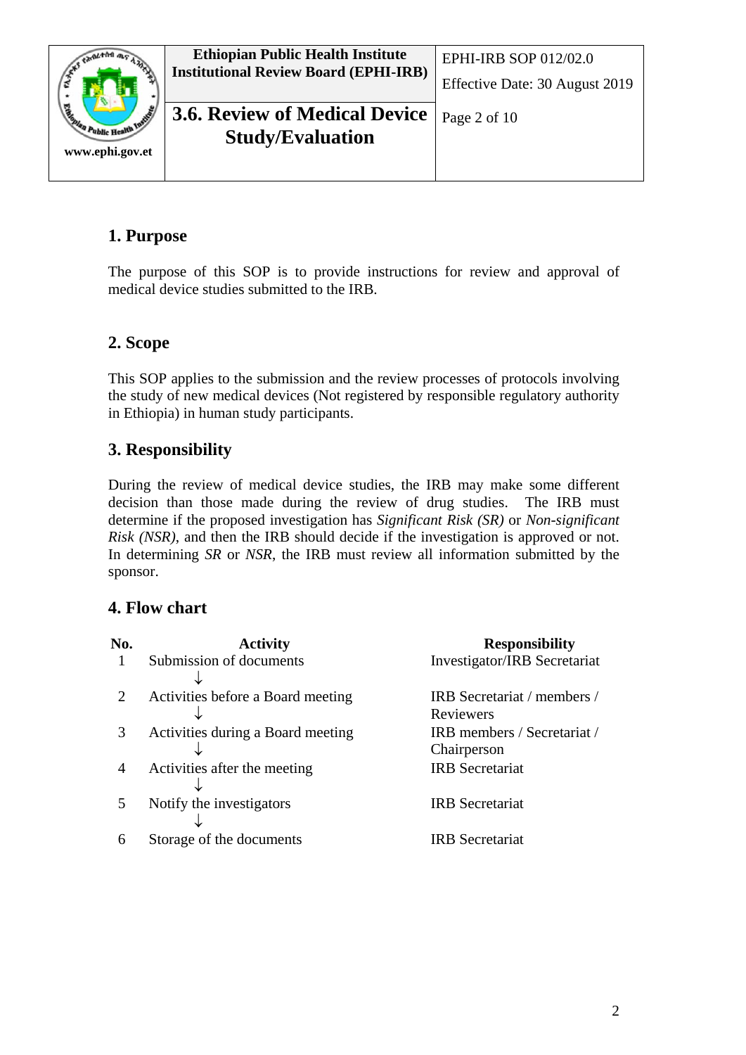## 1. Purpose

The purpose of this SOP is to provide instructions for review and approval of medical device studies submitted to the IRB.

## 2. Scope

This SOP applies to the submission and the review processes of protocols involving the study of new medical devices (Not registered by responsible regulatory authority in Ethiopia) in human study participants.

## 3. Responsibility

During the review of medical device studies, the IRB may make some different decision than those made during the review of drug studies. The IRB must determine if the proposed investigation has *Significant Risk (SR)* or *Non-significant Risk (NSR)*, and then the IRB should decide if the investigation is approved or not. In determining *SR* or *NSR*, the IRB must review all information submitted by the sponsor.

## 4. Flow chart

| No. | Activity | Responsibility |
|---|---|---|
| 1 | Submission of documents<br>↓ | Investigator/IRB Secretariat |
| 2 | Activities before a Board meeting<br>↓ | IRB Secretariat / members / Reviewers |
| 3 | Activities during a Board meeting<br>↓ | IRB members / Secretariat / Chairperson |
| 4 | Activities after the meeting<br>↓ | IRB Secretariat |
| 5 | Notify the investigators<br>↓ | IRB Secretariat |
| 6 | Storage of the documents | IRB Secretariat |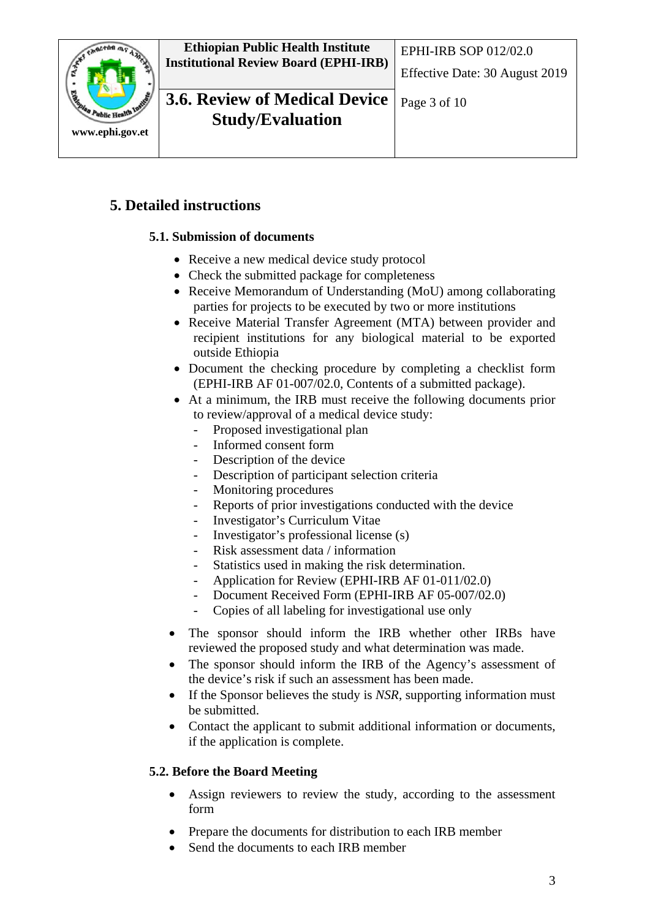## 5. Detailed instructions

### 5.1. Submission of documents

- Receive a new medical device study protocol
- Check the submitted package for completeness
- Receive Memorandum of Understanding (MoU) among collaborating parties for projects to be executed by two or more institutions
- Receive Material Transfer Agreement (MTA) between provider and recipient institutions for any biological material to be exported outside Ethiopia
- Document the checking procedure by completing a checklist form (EPHI-IRB AF 01-007/02.0, Contents of a submitted package).
- At a minimum, the IRB must receive the following documents prior to review/approval of a medical device study:
  - Proposed investigational plan
  - Informed consent form
  - Description of the device
  - Description of participant selection criteria
  - Monitoring procedures
  - Reports of prior investigations conducted with the device
  - Investigator's Curriculum Vitae
  - Investigator's professional license (s)
  - Risk assessment data / information
  - Statistics used in making the risk determination.
  - Application for Review (EPHI-IRB AF 01-011/02.0)
  - Document Received Form (EPHI-IRB AF 05-007/02.0)
  - Copies of all labeling for investigational use only
- The sponsor should inform the IRB whether other IRBs have reviewed the proposed study and what determination was made.
- The sponsor should inform the IRB of the Agency's assessment of the device's risk if such an assessment has been made.
- If the Sponsor believes the study is *NSR*, supporting information must be submitted.
- Contact the applicant to submit additional information or documents, if the application is complete.

### 5.2. Before the Board Meeting

- Assign reviewers to review the study, according to the assessment form
- Prepare the documents for distribution to each IRB member
- Send the documents to each IRB member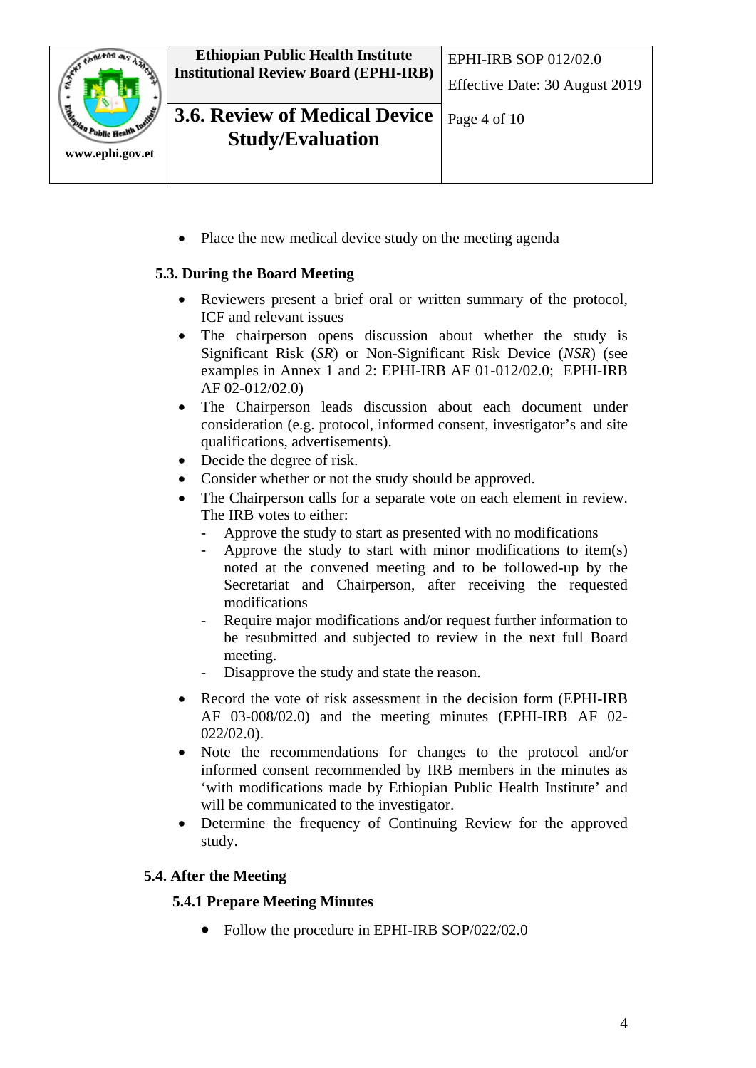- Place the new medical device study on the meeting agenda

### 5.3. During the Board Meeting

- Reviewers present a brief oral or written summary of the protocol, ICF and relevant issues
- The chairperson opens discussion about whether the study is Significant Risk (*SR*) or Non-Significant Risk Device (*NSR*) (see examples in Annex 1 and 2: EPHI-IRB AF 01-012/02.0; EPHI-IRB AF 02-012/02.0)
- The Chairperson leads discussion about each document under consideration (e.g. protocol, informed consent, investigator's and site qualifications, advertisements).
- Decide the degree of risk.
- Consider whether or not the study should be approved.
- The Chairperson calls for a separate vote on each element in review. The IRB votes to either:
  - Approve the study to start as presented with no modifications
  - Approve the study to start with minor modifications to item(s) noted at the convened meeting and to be followed-up by the Secretariat and Chairperson, after receiving the requested modifications
  - Require major modifications and/or request further information to be resubmitted and subjected to review in the next full Board meeting.
  - Disapprove the study and state the reason.
- Record the vote of risk assessment in the decision form (EPHI-IRB AF 03-008/02.0) and the meeting minutes (EPHI-IRB AF 02-022/02.0).
- Note the recommendations for changes to the protocol and/or informed consent recommended by IRB members in the minutes as 'with modifications made by Ethiopian Public Health Institute' and will be communicated to the investigator.
- Determine the frequency of Continuing Review for the approved study.

### 5.4. After the Meeting

#### 5.4.1 Prepare Meeting Minutes

- Follow the procedure in EPHI-IRB SOP/022/02.0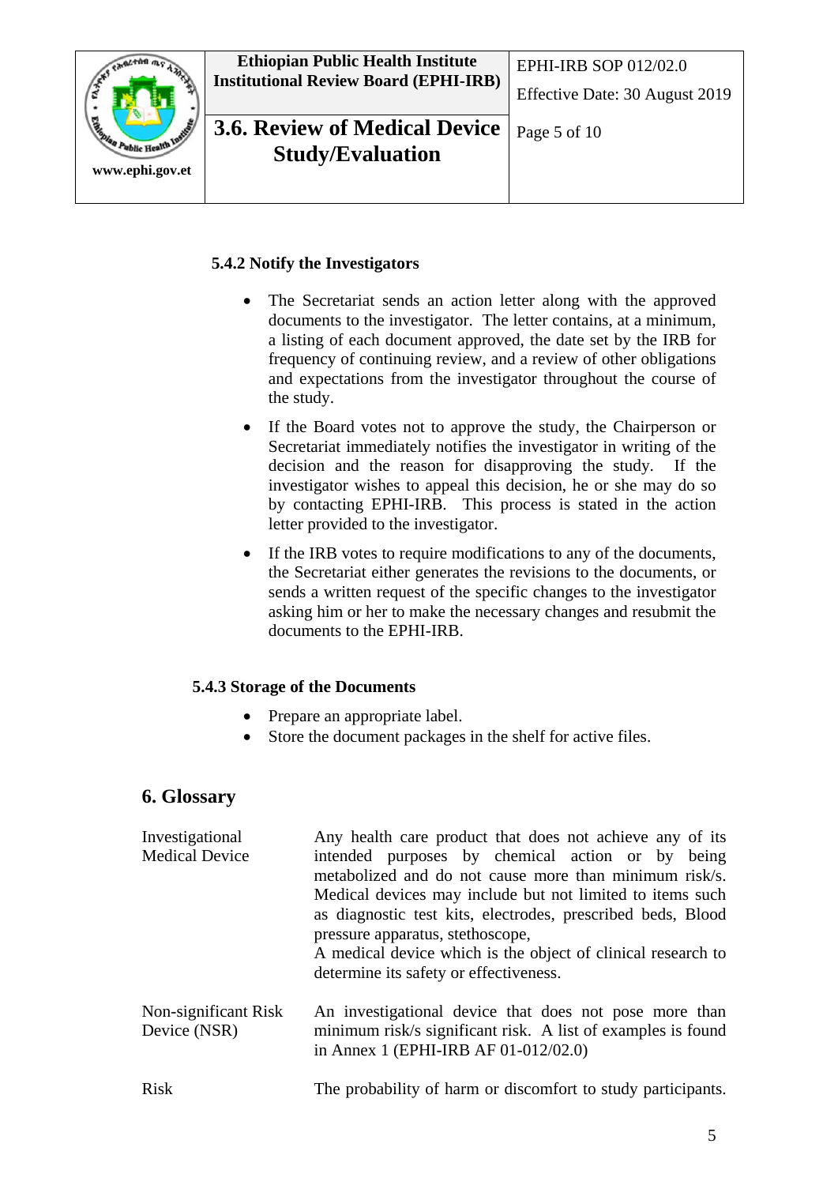#### 5.4.2 Notify the Investigators

- The Secretariat sends an action letter along with the approved documents to the investigator. The letter contains, at a minimum, a listing of each document approved, the date set by the IRB for frequency of continuing review, and a review of other obligations and expectations from the investigator throughout the course of the study.
- If the Board votes not to approve the study, the Chairperson or Secretariat immediately notifies the investigator in writing of the decision and the reason for disapproving the study. If the investigator wishes to appeal this decision, he or she may do so by contacting EPHI-IRB. This process is stated in the action letter provided to the investigator.
- If the IRB votes to require modifications to any of the documents, the Secretariat either generates the revisions to the documents, or sends a written request of the specific changes to the investigator asking him or her to make the necessary changes and resubmit the documents to the EPHI-IRB.

#### 5.4.3 Storage of the Documents

- Prepare an appropriate label.
- Store the document packages in the shelf for active files.

## 6. Glossary

| | |
|---|---|
| Investigational Medical Device | Any health care product that does not achieve any of its intended purposes by chemical action or by being metabolized and do not cause more than minimum risk/s. Medical devices may include but not limited to items such as diagnostic test kits, electrodes, prescribed beds, Blood pressure apparatus, stethoscope, A medical device which is the object of clinical research to determine its safety or effectiveness. |
| Non-significant Risk Device (NSR) | An investigational device that does not pose more than minimum risk/s significant risk. A list of examples is found in Annex 1 (EPHI-IRB AF 01-012/02.0) |
| Risk | The probability of harm or discomfort to study participants. |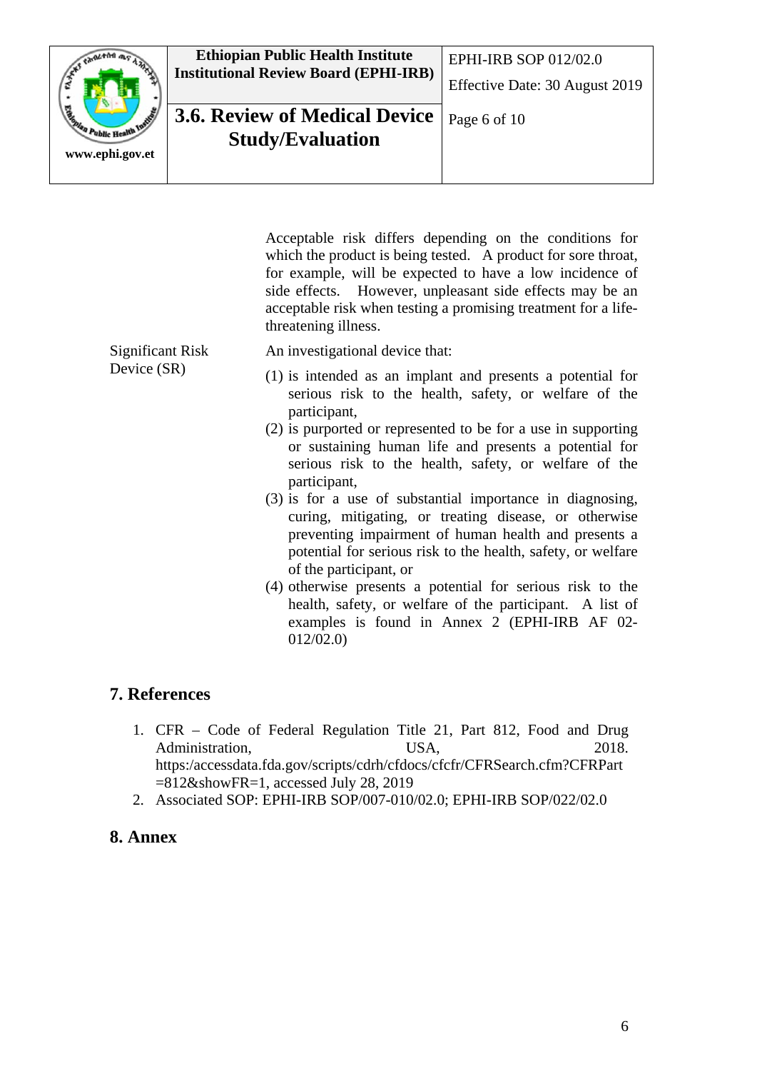| | |
|---|---|
| | Acceptable risk differs depending on the conditions for which the product is being tested. A product for sore throat, for example, will be expected to have a low incidence of side effects. However, unpleasant side effects may be an acceptable risk when testing a promising treatment for a life-threatening illness. |
| Significant Risk Device (SR) | An investigational device that:<br>(1) is intended as an implant and presents a potential for serious risk to the health, safety, or welfare of the participant,<br>(2) is purported or represented to be for a use in supporting or sustaining human life and presents a potential for serious risk to the health, safety, or welfare of the participant,<br>(3) is for a use of substantial importance in diagnosing, curing, mitigating, or treating disease, or otherwise preventing impairment of human health and presents a potential for serious risk to the health, safety, or welfare of the participant, or<br>(4) otherwise presents a potential for serious risk to the health, safety, or welfare of the participant. A list of examples is found in Annex 2 (EPHI-IRB AF 02-012/02.0) |

## 7. References

1. CFR – Code of Federal Regulation Title 21, Part 812, Food and Drug Administration, USA, 2018. https:/accessdata.fda.gov/scripts/cdrh/cfdocs/cfcfr/CFRSearch.cfm?CFRPart=812&showFR=1, accessed July 28, 2019
2. Associated SOP: EPHI-IRB SOP/007-010/02.0; EPHI-IRB SOP/022/02.0

## 8. Annex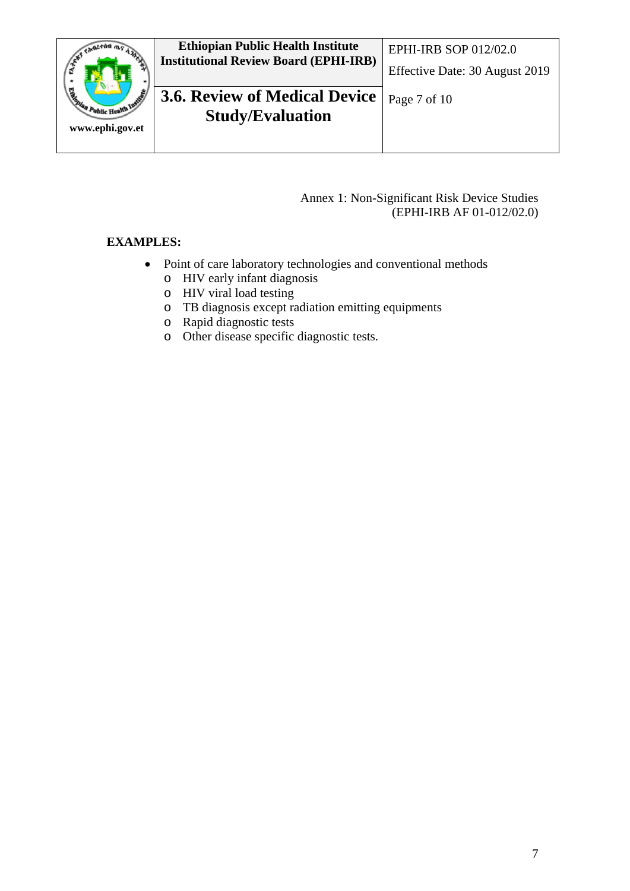Annex 1: Non-Significant Risk Device Studies
(EPHI-IRB AF 01-012/02.0)

**EXAMPLES:**

- Point of care laboratory technologies and conventional methods
  - HIV early infant diagnosis
  - HIV viral load testing
  - TB diagnosis except radiation emitting equipments
  - Rapid diagnostic tests
  - Other disease specific diagnostic tests.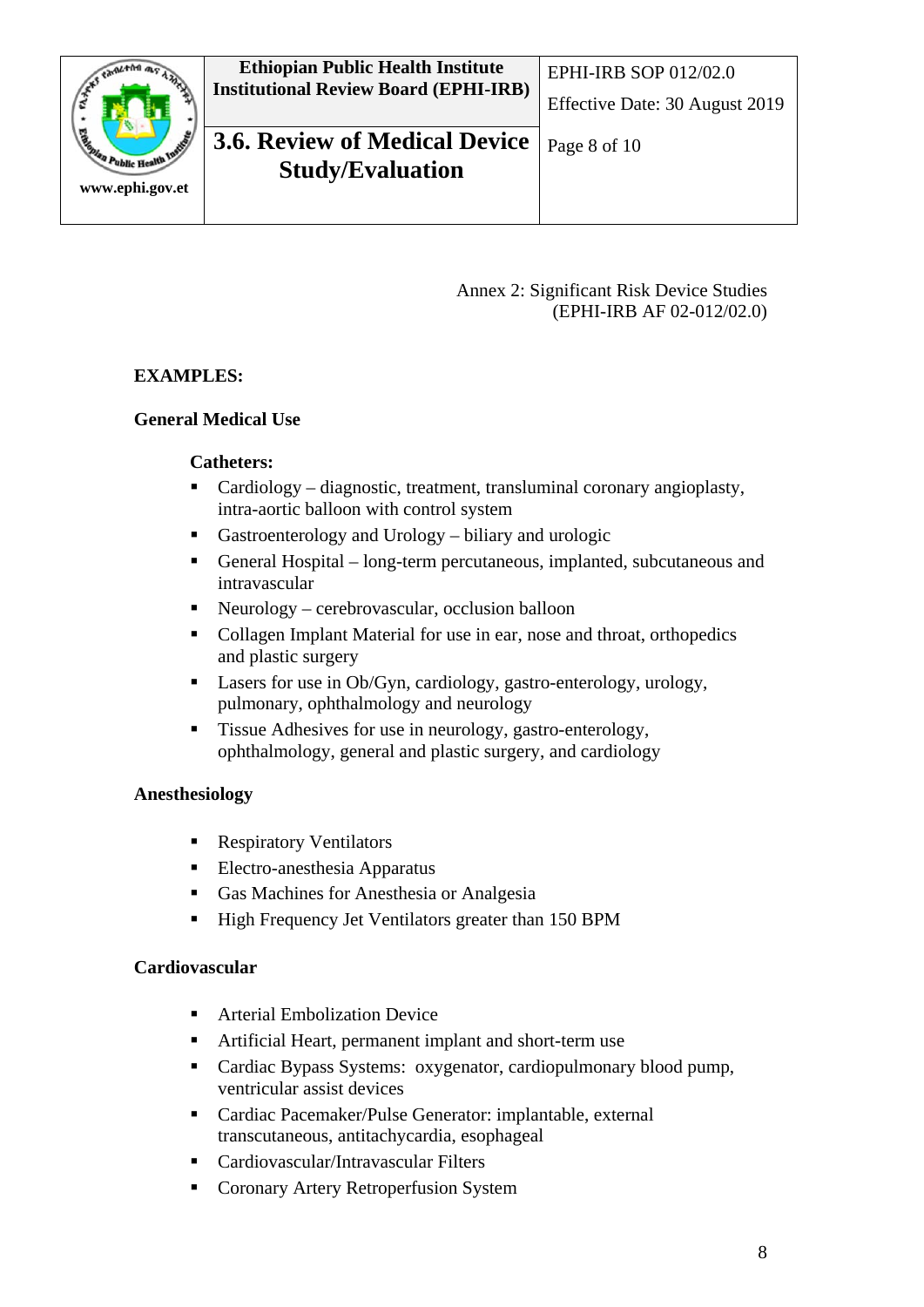Annex 2: Significant Risk Device Studies
(EPHI-IRB AF 02-012/02.0)

**EXAMPLES:**

**General Medical Use**

**Catheters:**

- Cardiology – diagnostic, treatment, transluminal coronary angioplasty, intra-aortic balloon with control system
- Gastroenterology and Urology – biliary and urologic
- General Hospital – long-term percutaneous, implanted, subcutaneous and intravascular
- Neurology – cerebrovascular, occlusion balloon
- Collagen Implant Material for use in ear, nose and throat, orthopedics and plastic surgery
- Lasers for use in Ob/Gyn, cardiology, gastro-enterology, urology, pulmonary, ophthalmology and neurology
- Tissue Adhesives for use in neurology, gastro-enterology, ophthalmology, general and plastic surgery, and cardiology

**Anesthesiology**

- Respiratory Ventilators
- Electro-anesthesia Apparatus
- Gas Machines for Anesthesia or Analgesia
- High Frequency Jet Ventilators greater than 150 BPM

**Cardiovascular**

- Arterial Embolization Device
- Artificial Heart, permanent implant and short-term use
- Cardiac Bypass Systems: oxygenator, cardiopulmonary blood pump, ventricular assist devices
- Cardiac Pacemaker/Pulse Generator: implantable, external transcutaneous, antitachycardia, esophageal
- Cardiovascular/Intravascular Filters
- Coronary Artery Retroperfusion System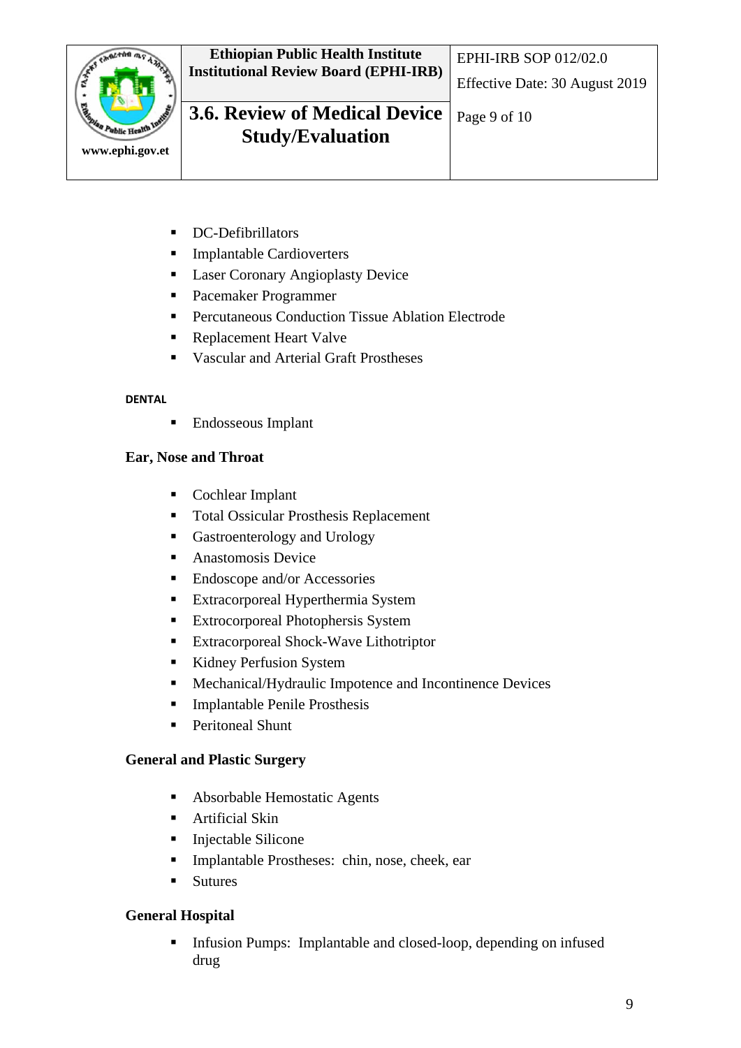- DC-Defibrillators
- Implantable Cardioverters
- Laser Coronary Angioplasty Device
- Pacemaker Programmer
- Percutaneous Conduction Tissue Ablation Electrode
- Replacement Heart Valve
- Vascular and Arterial Graft Prostheses

**DENTAL**

- Endosseous Implant

**Ear, Nose and Throat**

- Cochlear Implant
- Total Ossicular Prosthesis Replacement
- Gastroenterology and Urology
- Anastomosis Device
- Endoscope and/or Accessories
- Extracorporeal Hyperthermia System
- Extrocorporeal Photophersis System
- Extracorporeal Shock-Wave Lithotriptor
- Kidney Perfusion System
- Mechanical/Hydraulic Impotence and Incontinence Devices
- Implantable Penile Prosthesis
- Peritoneal Shunt

**General and Plastic Surgery**

- Absorbable Hemostatic Agents
- Artificial Skin
- Injectable Silicone
- Implantable Prostheses: chin, nose, cheek, ear
- Sutures

**General Hospital**

- Infusion Pumps: Implantable and closed-loop, depending on infused drug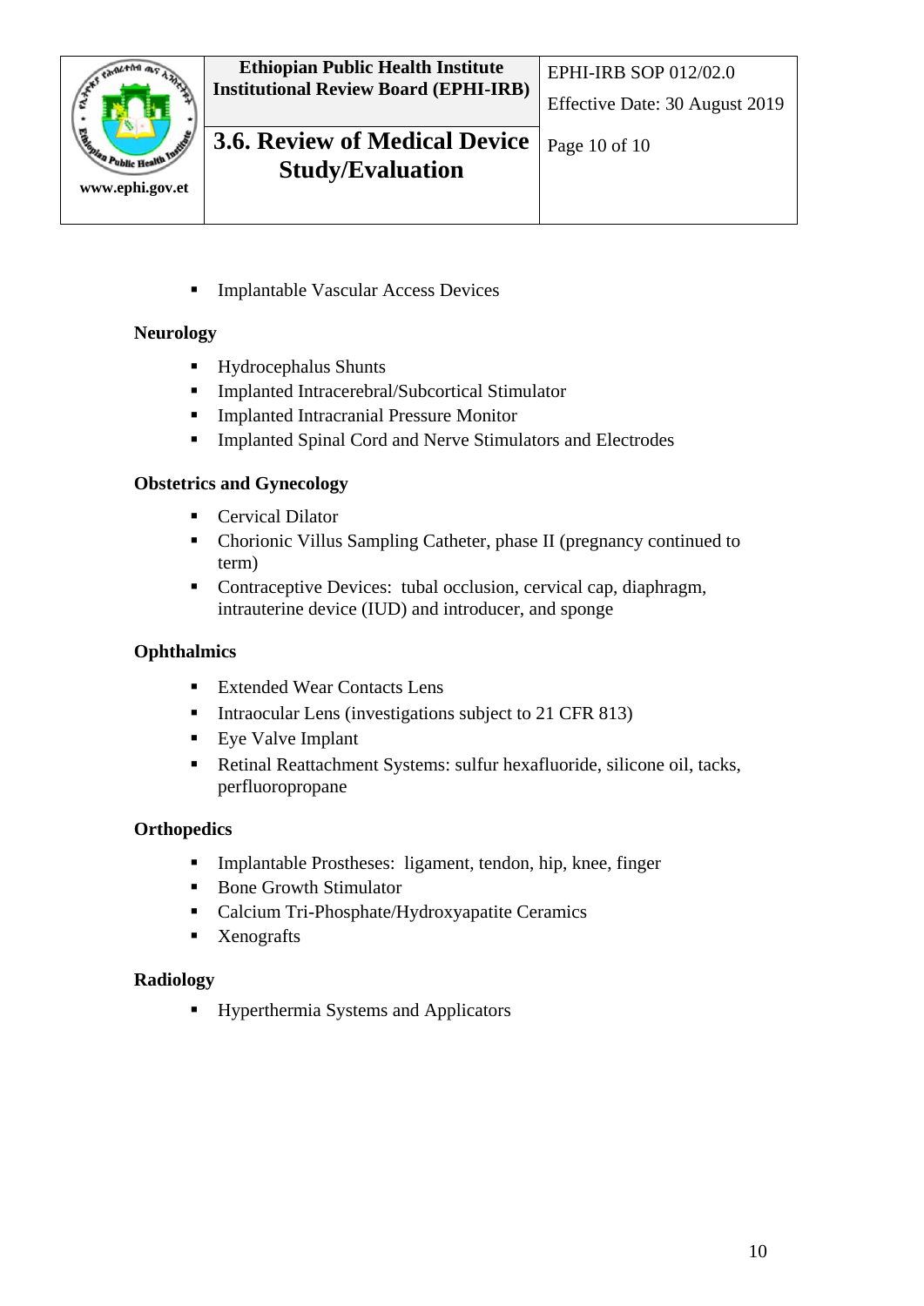- Implantable Vascular Access Devices

**Neurology**

- Hydrocephalus Shunts
- Implanted Intracerebral/Subcortical Stimulator
- Implanted Intracranial Pressure Monitor
- Implanted Spinal Cord and Nerve Stimulators and Electrodes

**Obstetrics and Gynecology**

- Cervical Dilator
- Chorionic Villus Sampling Catheter, phase II (pregnancy continued to term)
- Contraceptive Devices: tubal occlusion, cervical cap, diaphragm, intrauterine device (IUD) and introducer, and sponge

**Ophthalmics**

- Extended Wear Contacts Lens
- Intraocular Lens (investigations subject to 21 CFR 813)
- Eye Valve Implant
- Retinal Reattachment Systems: sulfur hexafluoride, silicone oil, tacks, perfluoropropane

**Orthopedics**

- Implantable Prostheses: ligament, tendon, hip, knee, finger
- Bone Growth Stimulator
- Calcium Tri-Phosphate/Hydroxyapatite Ceramics
- Xenografts

**Radiology**

- Hyperthermia Systems and Applicators